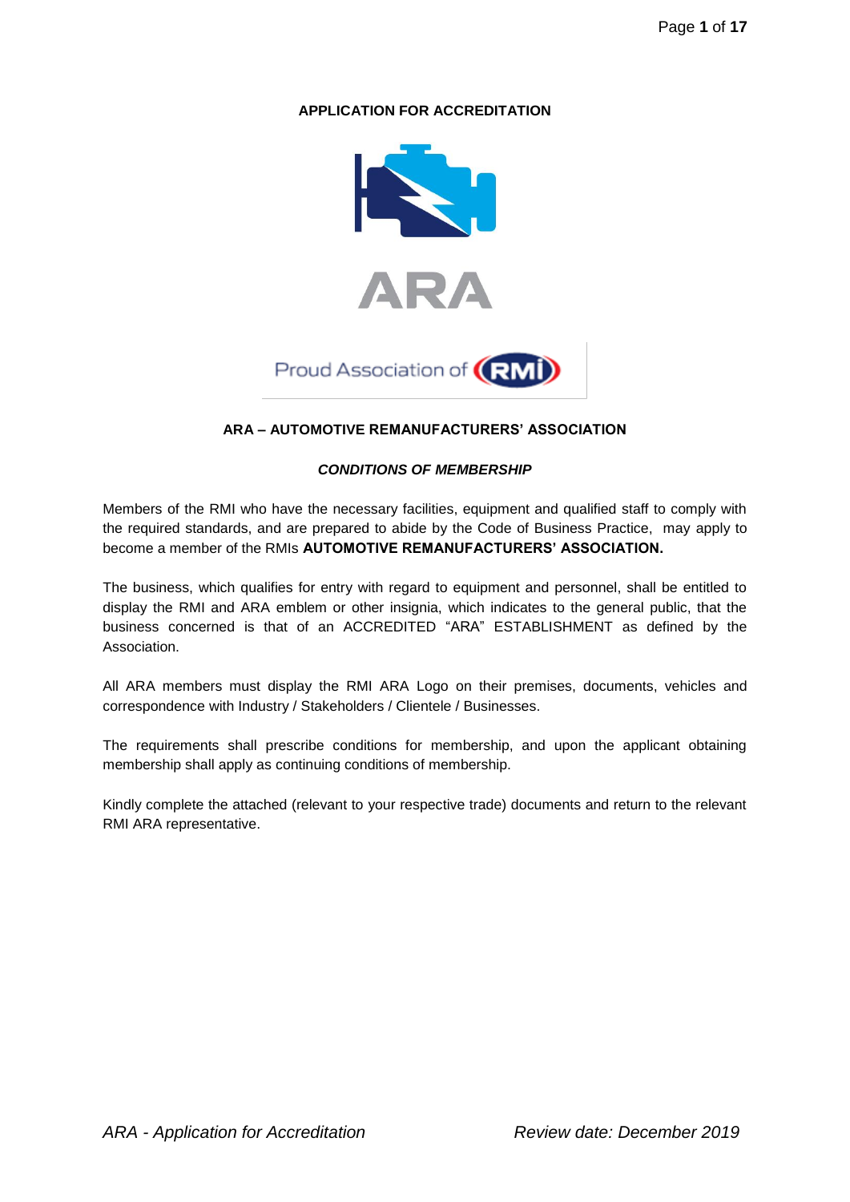**APPLICATION FOR ACCREDITATION**

ARA

Proud Association of RMI

## ARA – AUTOMOTIVE REMANUFACTURERS' ASSOCIATION

***CONDITIONS OF MEMBERSHIP***

Members of the RMI who have the necessary facilities, equipment and qualified staff to comply with the required standards, and are prepared to abide by the Code of Business Practice, may apply to become a member of the RMIs **AUTOMOTIVE REMANUFACTURERS' ASSOCIATION.**

The business, which qualifies for entry with regard to equipment and personnel, shall be entitled to display the RMI and ARA emblem or other insignia, which indicates to the general public, that the business concerned is that of an ACCREDITED "ARA" ESTABLISHMENT as defined by the Association.

All ARA members must display the RMI ARA Logo on their premises, documents, vehicles and correspondence with Industry / Stakeholders / Clientele / Businesses.

The requirements shall prescribe conditions for membership, and upon the applicant obtaining membership shall apply as continuing conditions of membership.

Kindly complete the attached (relevant to your respective trade) documents and return to the relevant RMI ARA representative.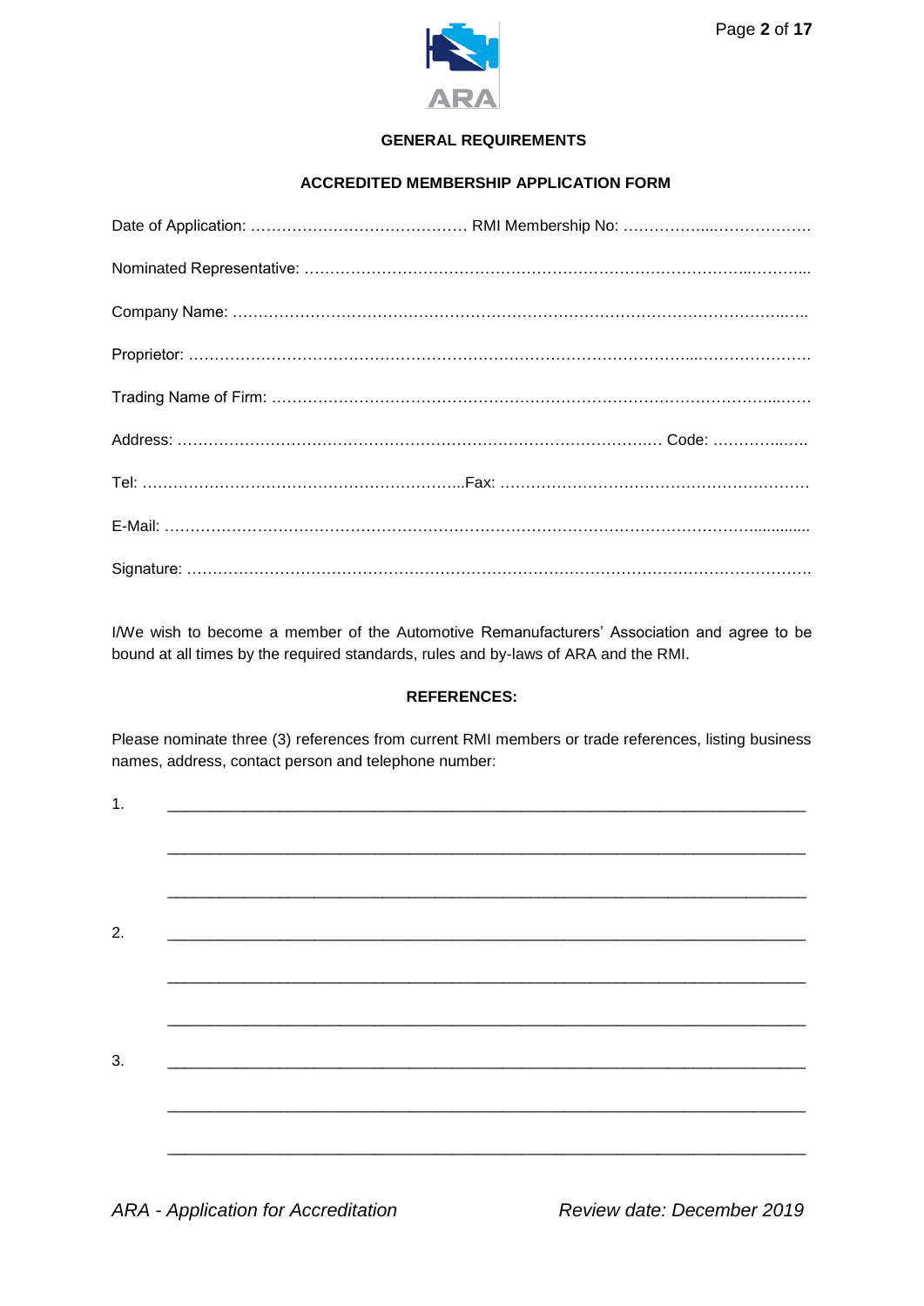## GENERAL REQUIREMENTS

### ACCREDITED MEMBERSHIP APPLICATION FORM

Date of Application: …………………………………… RMI Membership No: ……………..………………

Nominated Representative: …………………………………………………………………………..………...

Company Name: ………………………………………………………………………………………………..…..

Proprietor: ……………………………………………………………………………………...…………………

Trading Name of Firm: ……………………………………………………………………………………...……

Address: ……………………………………………………………………………… Code: …………..…..

Tel: ……………………………………………………...Fax: ……………………………………………………

E-Mail: ……………………………………………………………………………………………………...........

Signature: ………………………………………………………………………………………………………….

I/We wish to become a member of the Automotive Remanufacturers' Association and agree to be bound at all times by the required standards, rules and by-laws of ARA and the RMI.

### REFERENCES:

Please nominate three (3) references from current RMI members or trade references, listing business names, address, contact person and telephone number:

1. ______________________________________________________________________

   ______________________________________________________________________

   ______________________________________________________________________

2. ______________________________________________________________________

   ______________________________________________________________________

   ______________________________________________________________________

3. ______________________________________________________________________

   ______________________________________________________________________

   ______________________________________________________________________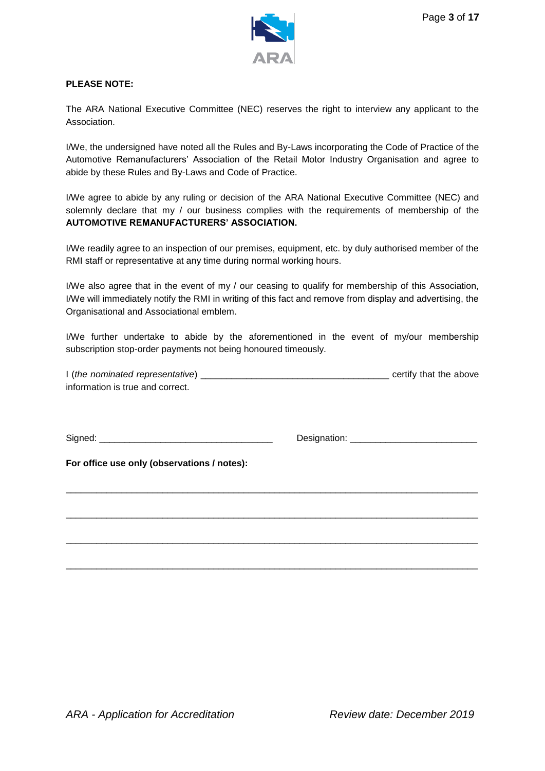**PLEASE NOTE:**

The ARA National Executive Committee (NEC) reserves the right to interview any applicant to the Association.

I/We, the undersigned have noted all the Rules and By-Laws incorporating the Code of Practice of the Automotive Remanufacturers' Association of the Retail Motor Industry Organisation and agree to abide by these Rules and By-Laws and Code of Practice.

I/We agree to abide by any ruling or decision of the ARA National Executive Committee (NEC) and solemnly declare that my / our business complies with the requirements of membership of the **AUTOMOTIVE REMANUFACTURERS' ASSOCIATION.**

I/We readily agree to an inspection of our premises, equipment, etc. by duly authorised member of the RMI staff or representative at any time during normal working hours.

I/We also agree that in the event of my / our ceasing to qualify for membership of this Association, I/We will immediately notify the RMI in writing of this fact and remove from display and advertising, the Organisational and Associational emblem.

I/We further undertake to abide by the aforementioned in the event of my/our membership subscription stop-order payments not being honoured timeously.

I (*the nominated representative*) ____________________________________ certify that the above information is true and correct.

Signed: __________________________________ Designation: ________________________

**For office use only (observations / notes):**

________________________________________________________________________________

________________________________________________________________________________

________________________________________________________________________________

________________________________________________________________________________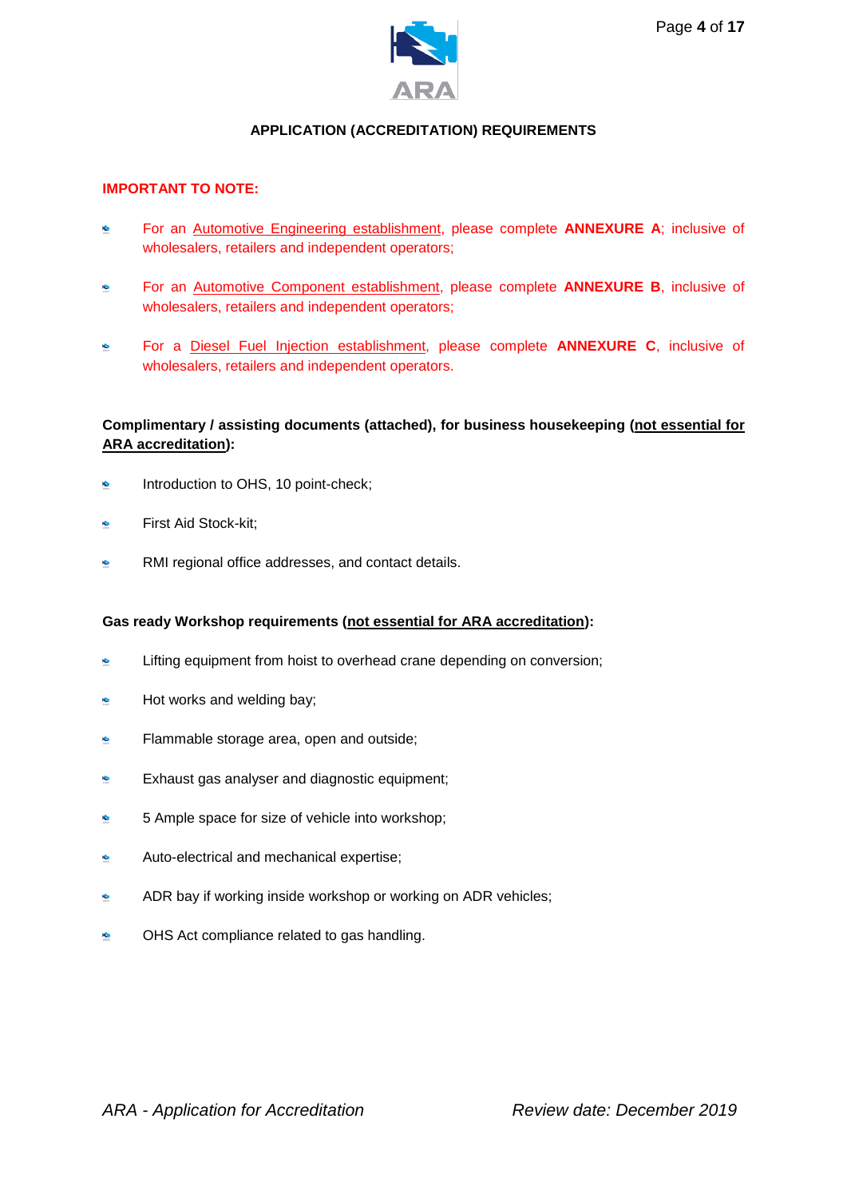## APPLICATION (ACCREDITATION) REQUIREMENTS

**IMPORTANT TO NOTE:**

- For an Automotive Engineering establishment, please complete **ANNEXURE A**; inclusive of wholesalers, retailers and independent operators;
- For an Automotive Component establishment, please complete **ANNEXURE B**, inclusive of wholesalers, retailers and independent operators;
- For a Diesel Fuel Injection establishment, please complete **ANNEXURE C**, inclusive of wholesalers, retailers and independent operators.

**Complimentary / assisting documents (attached), for business housekeeping (not essential for ARA accreditation):**

- Introduction to OHS, 10 point-check;
- First Aid Stock-kit;
- RMI regional office addresses, and contact details.

**Gas ready Workshop requirements (not essential for ARA accreditation):**

- Lifting equipment from hoist to overhead crane depending on conversion;
- Hot works and welding bay;
- Flammable storage area, open and outside;
- Exhaust gas analyser and diagnostic equipment;
- 5 Ample space for size of vehicle into workshop;
- Auto-electrical and mechanical expertise;
- ADR bay if working inside workshop or working on ADR vehicles;
- OHS Act compliance related to gas handling.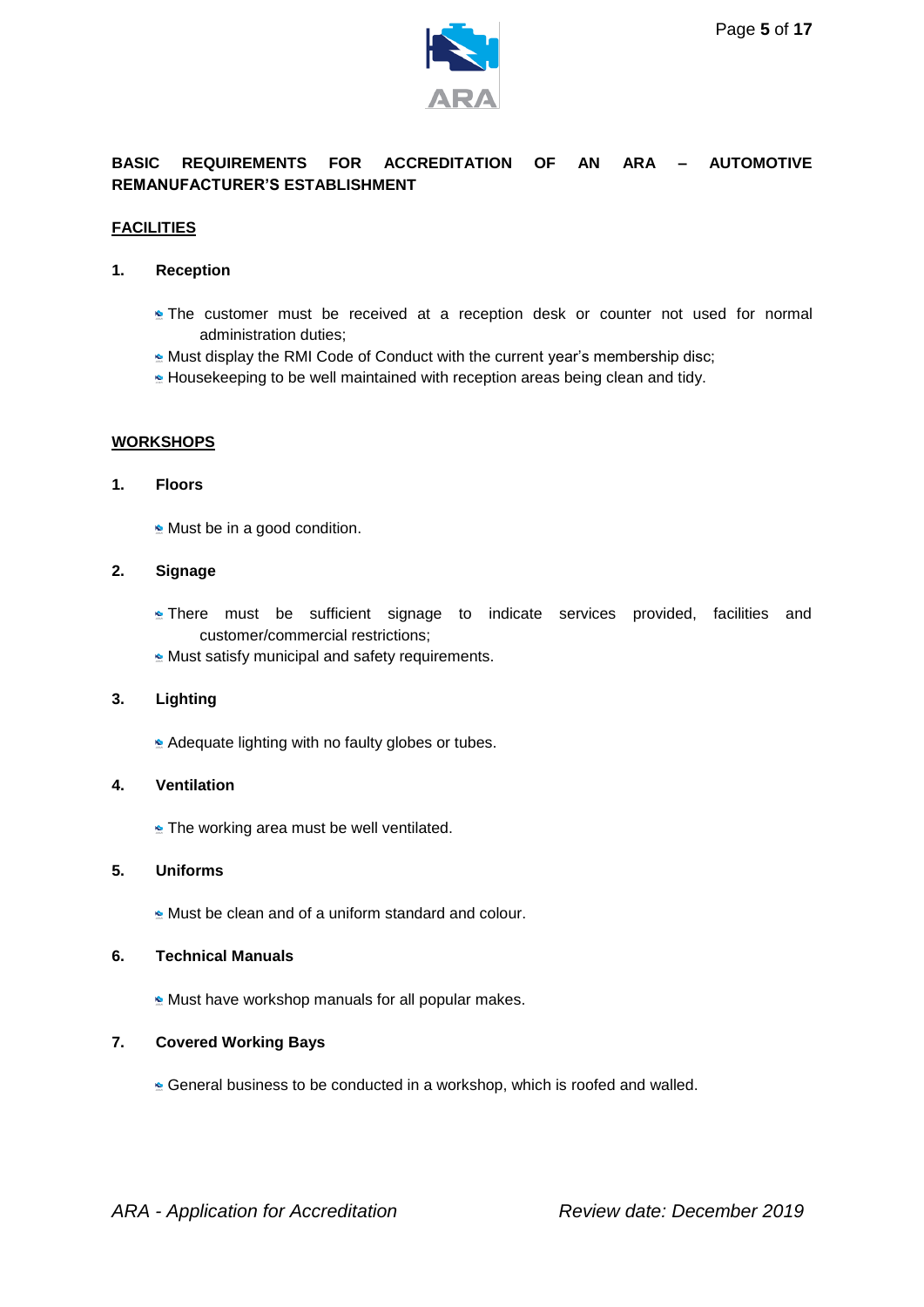**BASIC REQUIREMENTS FOR ACCREDITATION OF AN ARA – AUTOMOTIVE REMANUFACTURER'S ESTABLISHMENT**

## FACILITIES

### 1. Reception

- The customer must be received at a reception desk or counter not used for normal administration duties;
- Must display the RMI Code of Conduct with the current year's membership disc;
- Housekeeping to be well maintained with reception areas being clean and tidy.

## WORKSHOPS

### 1. Floors

- Must be in a good condition.

### 2. Signage

- There must be sufficient signage to indicate services provided, facilities and customer/commercial restrictions;
- Must satisfy municipal and safety requirements.

### 3. Lighting

- Adequate lighting with no faulty globes or tubes.

### 4. Ventilation

- The working area must be well ventilated.

### 5. Uniforms

- Must be clean and of a uniform standard and colour.

### 6. Technical Manuals

- Must have workshop manuals for all popular makes.

### 7. Covered Working Bays

- General business to be conducted in a workshop, which is roofed and walled.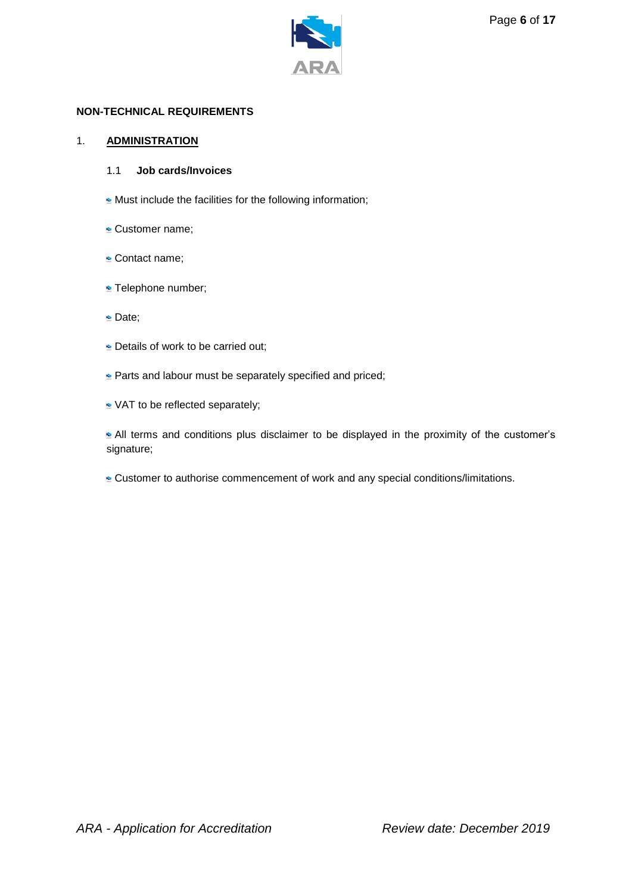**NON-TECHNICAL REQUIREMENTS**

## 1. ADMINISTRATION

### 1.1 Job cards/Invoices

- Must include the facilities for the following information;
- Customer name;
- Contact name;
- Telephone number;
- Date;
- Details of work to be carried out;
- Parts and labour must be separately specified and priced;
- VAT to be reflected separately;
- All terms and conditions plus disclaimer to be displayed in the proximity of the customer's signature;
- Customer to authorise commencement of work and any special conditions/limitations.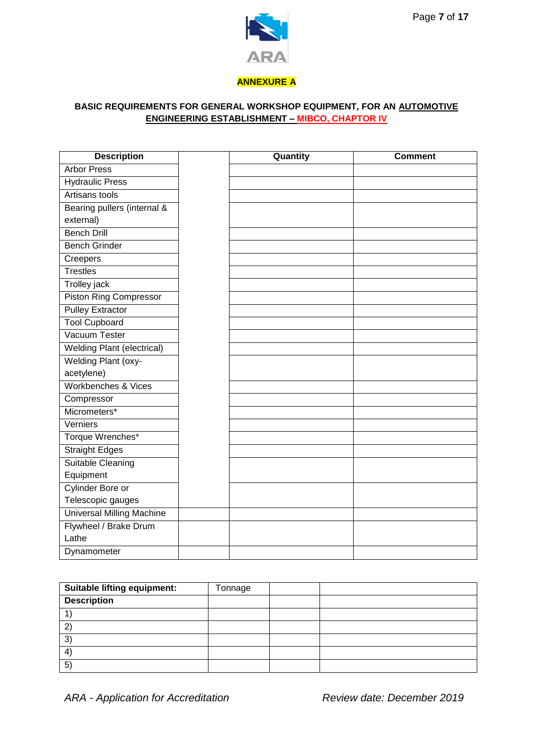**ANNEXURE A**

**BASIC REQUIREMENTS FOR GENERAL WORKSHOP EQUIPMENT, FOR AN AUTOMOTIVE ENGINEERING ESTABLISHMENT – MIBCO, CHAPTOR IV**

| Description | | Quantity | Comment |
|---|---|---|---|
| Arbor Press | | | |
| Hydraulic Press | | | |
| Artisans tools | | | |
| Bearing pullers (internal & external) | | | |
| Bench Drill | | | |
| Bench Grinder | | | |
| Creepers | | | |
| Trestles | | | |
| Trolley jack | | | |
| Piston Ring Compressor | | | |
| Pulley Extractor | | | |
| Tool Cupboard | | | |
| Vacuum Tester | | | |
| Welding Plant (electrical) | | | |
| Welding Plant (oxy-acetylene) | | | |
| Workbenches & Vices | | | |
| Compressor | | | |
| Micrometers* | | | |
| Verniers | | | |
| Torque Wrenches* | | | |
| Straight Edges | | | |
| Suitable Cleaning Equipment | | | |
| Cylinder Bore or Telescopic gauges | | | |
| Universal Milling Machine | | | |
| Flywheel / Brake Drum Lathe | | | |
| Dynamometer | | | |

| **Suitable lifting equipment:** | Tonnage | | |
|---|---|---|---|
| **Description** | | | |
| 1) | | | |
| 2) | | | |
| 3) | | | |
| 4) | | | |
| 5) | | | |

*ARA - Application for Accreditation* *Review date: December 2019*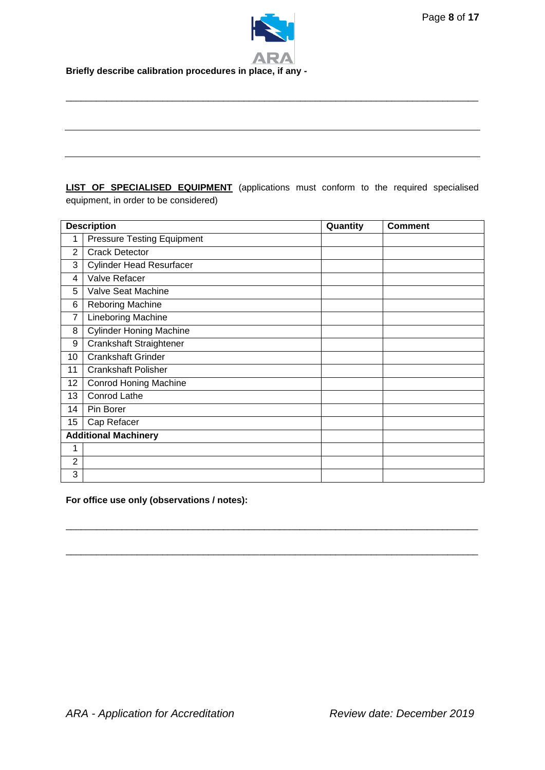**Briefly describe calibration procedures in place, if any -**

\_\_\_\_\_\_\_\_\_\_\_\_\_\_\_\_\_\_\_\_\_\_\_\_\_\_\_\_\_\_\_\_\_\_\_\_\_\_\_\_\_\_\_\_\_\_\_\_\_\_\_\_\_\_\_\_\_\_\_\_\_\_\_\_\_\_\_\_\_\_\_\_\_\_\_\_

\_\_\_\_\_\_\_\_\_\_\_\_\_\_\_\_\_\_\_\_\_\_\_\_\_\_\_\_\_\_\_\_\_\_\_\_\_\_\_\_\_\_\_\_\_\_\_\_\_\_\_\_\_\_\_\_\_\_\_\_\_\_\_\_\_\_\_\_\_\_\_\_\_\_\_\_

\_\_\_\_\_\_\_\_\_\_\_\_\_\_\_\_\_\_\_\_\_\_\_\_\_\_\_\_\_\_\_\_\_\_\_\_\_\_\_\_\_\_\_\_\_\_\_\_\_\_\_\_\_\_\_\_\_\_\_\_\_\_\_\_\_\_\_\_\_\_\_\_\_\_\_\_

**<u>LIST OF SPECIALISED EQUIPMENT</u>** (applications must conform to the required specialised equipment, in order to be considered)

| **Description** | | **Quantity** | **Comment** |
|---|---|---|---|
| 1 | Pressure Testing Equipment | | |
| 2 | Crack Detector | | |
| 3 | Cylinder Head Resurfacer | | |
| 4 | Valve Refacer | | |
| 5 | Valve Seat Machine | | |
| 6 | Reboring Machine | | |
| 7 | Lineboring Machine | | |
| 8 | Cylinder Honing Machine | | |
| 9 | Crankshaft Straightener | | |
| 10 | Crankshaft Grinder | | |
| 11 | Crankshaft Polisher | | |
| 12 | Conrod Honing Machine | | |
| 13 | Conrod Lathe | | |
| 14 | Pin Borer | | |
| 15 | Cap Refacer | | |
| **Additional Machinery** | | | |
| 1 | | | |
| 2 | | | |
| 3 | | | |

**For office use only (observations / notes):**

\_\_\_\_\_\_\_\_\_\_\_\_\_\_\_\_\_\_\_\_\_\_\_\_\_\_\_\_\_\_\_\_\_\_\_\_\_\_\_\_\_\_\_\_\_\_\_\_\_\_\_\_\_\_\_\_\_\_\_\_\_\_\_\_\_\_\_\_\_\_\_\_\_\_\_\_

\_\_\_\_\_\_\_\_\_\_\_\_\_\_\_\_\_\_\_\_\_\_\_\_\_\_\_\_\_\_\_\_\_\_\_\_\_\_\_\_\_\_\_\_\_\_\_\_\_\_\_\_\_\_\_\_\_\_\_\_\_\_\_\_\_\_\_\_\_\_\_\_\_\_\_\_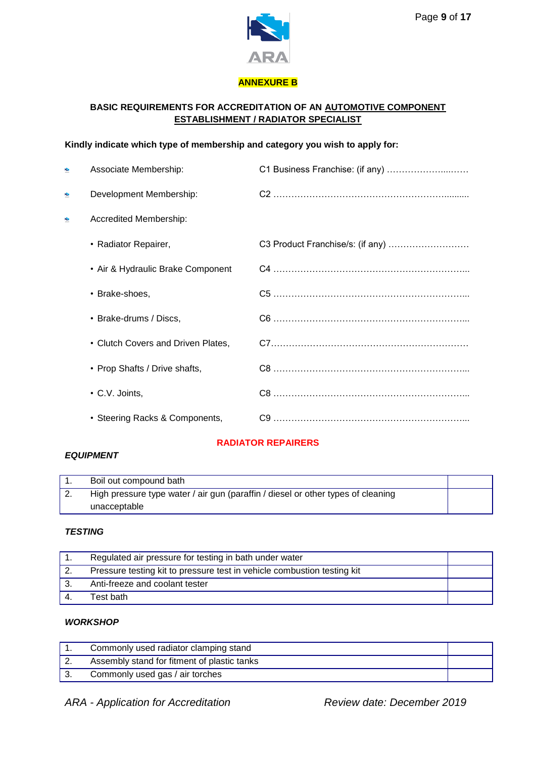## ANNEXURE B

### BASIC REQUIREMENTS FOR ACCREDITATION OF AN AUTOMOTIVE COMPONENT ESTABLISHMENT / RADIATOR SPECIALIST

**Kindly indicate which type of membership and category you wish to apply for:**

- Associate Membership: C1 Business Franchise: (if any) ……………………..……
- Development Membership: C2 ……………………………………………………..........
- Accredited Membership:
  - Radiator Repairer, C3 Product Franchise/s: (if any) ………………………
  - Air & Hydraulic Brake Component C4 ………………………………………………………...
  - Brake-shoes, C5 ………………………………………………………...
  - Brake-drums / Discs, C6 ………………………………………………………...
  - Clutch Covers and Driven Plates, C7…………………………………………………………
  - Prop Shafts / Drive shafts, C8 ………………………………………………………...
  - C.V. Joints, C8 ………………………………………………………...
  - Steering Racks & Components, C9 ………………………………………………………...

## RADIATOR REPAIRERS

***EQUIPMENT***

| | | |
|---|---|---|
| 1. | Boil out compound bath | |
| 2. | High pressure type water / air gun (paraffin / diesel or other types of cleaning unacceptable | |

***TESTING***

| | | |
|---|---|---|
| 1. | Regulated air pressure for testing in bath under water | |
| 2. | Pressure testing kit to pressure test in vehicle combustion testing kit | |
| 3. | Anti-freeze and coolant tester | |
| 4. | Test bath | |

***WORKSHOP***

| | | |
|---|---|---|
| 1. | Commonly used radiator clamping stand | |
| 2. | Assembly stand for fitment of plastic tanks | |
| 3. | Commonly used gas / air torches | |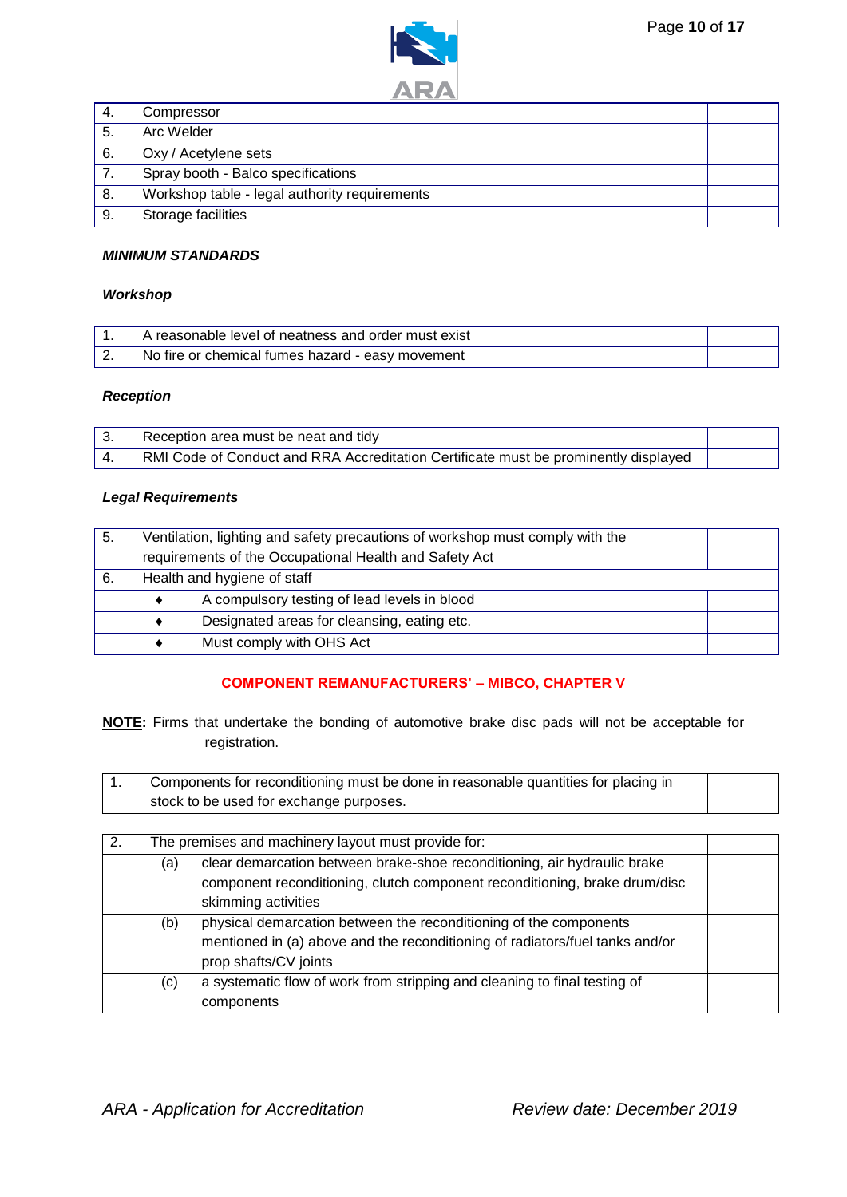| | | |
|---|---|---|
| 4. | Compressor | |
| 5. | Arc Welder | |
| 6. | Oxy / Acetylene sets | |
| 7. | Spray booth - Balco specifications | |
| 8. | Workshop table - legal authority requirements | |
| 9. | Storage facilities | |

***MINIMUM STANDARDS***

***Workshop***

| | | |
|---|---|---|
| 1. | A reasonable level of neatness and order must exist | |
| 2. | No fire or chemical fumes hazard - easy movement | |

***Reception***

| | | |
|---|---|---|
| 3. | Reception area must be neat and tidy | |
| 4. | RMI Code of Conduct and RRA Accreditation Certificate must be prominently displayed | |

***Legal Requirements***

| | | |
|---|---|---|
| 5. | Ventilation, lighting and safety precautions of workshop must comply with the requirements of the Occupational Health and Safety Act | |
| 6. | Health and hygiene of staff | |
| | ♦ A compulsory testing of lead levels in blood | |
| | ♦ Designated areas for cleansing, eating etc. | |
| | ♦ Must comply with OHS Act | |

## COMPONENT REMANUFACTURERS' – MIBCO, CHAPTER V

**NOTE:** Firms that undertake the bonding of automotive brake disc pads will not be acceptable for registration.

| | | |
|---|---|---|
| 1. | Components for reconditioning must be done in reasonable quantities for placing in stock to be used for exchange purposes. | |

| | | |
|---|---|---|
| 2. | The premises and machinery layout must provide for: | |
| | (a) clear demarcation between brake-shoe reconditioning, air hydraulic brake component reconditioning, clutch component reconditioning, brake drum/disc skimming activities | |
| | (b) physical demarcation between the reconditioning of the components mentioned in (a) above and the reconditioning of radiators/fuel tanks and/or prop shafts/CV joints | |
| | (c) a systematic flow of work from stripping and cleaning to final testing of components | |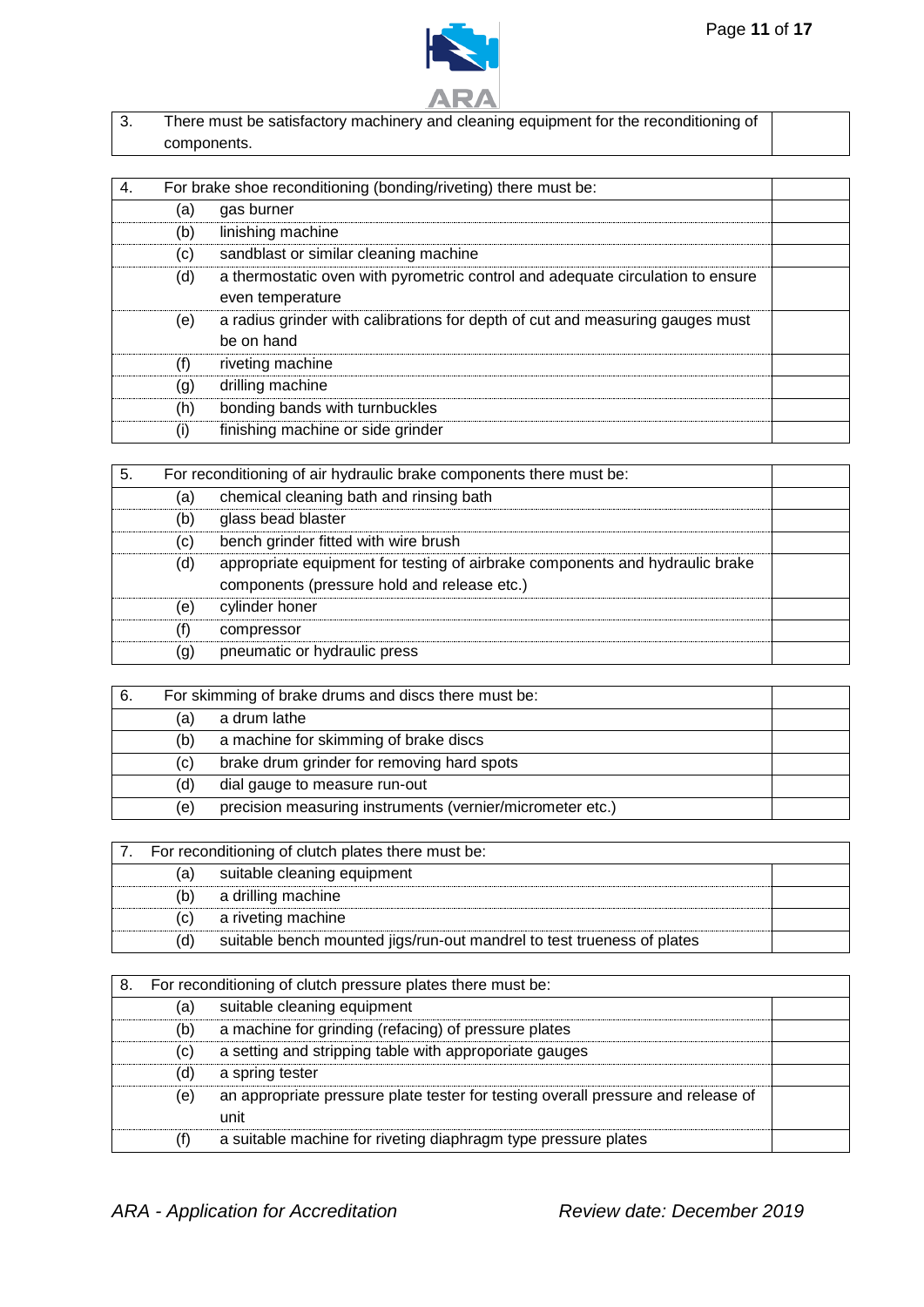| 3. | There must be satisfactory machinery and cleaning equipment for the reconditioning of components. | |
|---|---|---|

| 4. | For brake shoe reconditioning (bonding/riveting) there must be: | |
|---|---|---|
| (a) | gas burner | |
| (b) | linishing machine | |
| (c) | sandblast or similar cleaning machine | |
| (d) | a thermostatic oven with pyrometric control and adequate circulation to ensure even temperature | |
| (e) | a radius grinder with calibrations for depth of cut and measuring gauges must be on hand | |
| (f) | riveting machine | |
| (g) | drilling machine | |
| (h) | bonding bands with turnbuckles | |
| (i) | finishing machine or side grinder | |

| 5. | For reconditioning of air hydraulic brake components there must be: | |
|---|---|---|
| (a) | chemical cleaning bath and rinsing bath | |
| (b) | glass bead blaster | |
| (c) | bench grinder fitted with wire brush | |
| (d) | appropriate equipment for testing of airbrake components and hydraulic brake components (pressure hold and release etc.) | |
| (e) | cylinder honer | |
| (f) | compressor | |
| (g) | pneumatic or hydraulic press | |

| 6. | For skimming of brake drums and discs there must be: | |
|---|---|---|
| (a) | a drum lathe | |
| (b) | a machine for skimming of brake discs | |
| (c) | brake drum grinder for removing hard spots | |
| (d) | dial gauge to measure run-out | |
| (e) | precision measuring instruments (vernier/micrometer etc.) | |

| 7. | For reconditioning of clutch plates there must be: | |
|---|---|---|
| (a) | suitable cleaning equipment | |
| (b) | a drilling machine | |
| (c) | a riveting machine | |
| (d) | suitable bench mounted jigs/run-out mandrel to test trueness of plates | |

| 8. | For reconditioning of clutch pressure plates there must be: | |
|---|---|---|
| (a) | suitable cleaning equipment | |
| (b) | a machine for grinding (refacing) of pressure plates | |
| (c) | a setting and stripping table with approporiate gauges | |
| (d) | a spring tester | |
| (e) | an appropriate pressure plate tester for testing overall pressure and release of unit | |
| (f) | a suitable machine for riveting diaphragm type pressure plates | |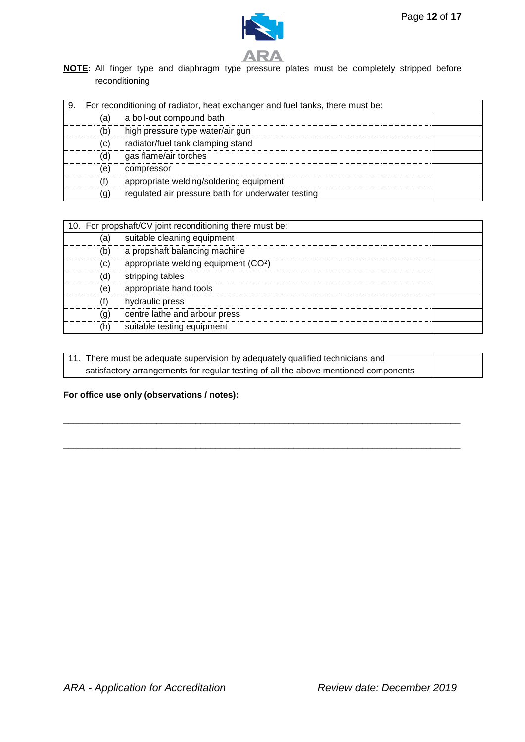**NOTE:** All finger type and diaphragm type pressure plates must be completely stripped before reconditioning

| 9. For reconditioning of radiator, heat exchanger and fuel tanks, there must be: | | |
|---|---|---|
| (a) | a boil-out compound bath | |
| (b) | high pressure type water/air gun | |
| (c) | radiator/fuel tank clamping stand | |
| (d) | gas flame/air torches | |
| (e) | compressor | |
| (f) | appropriate welding/soldering equipment | |
| (g) | regulated air pressure bath for underwater testing | |

| 10. For propshaft/CV joint reconditioning there must be: | | |
|---|---|---|
| (a) | suitable cleaning equipment | |
| (b) | a propshaft balancing machine | |
| (c) | appropriate welding equipment ($CO^2$) | |
| (d) | stripping tables | |
| (e) | appropriate hand tools | |
| (f) | hydraulic press | |
| (g) | centre lathe and arbour press | |
| (h) | suitable testing equipment | |

| 11. There must be adequate supervision by adequately qualified technicians and satisfactory arrangements for regular testing of all the above mentioned components | |
|---|---|

**For office use only (observations / notes):**

\_\_\_\_\_\_\_\_\_\_\_\_\_\_\_\_\_\_\_\_\_\_\_\_\_\_\_\_\_\_\_\_\_\_\_\_\_\_\_\_\_\_\_\_\_\_\_\_\_\_\_\_\_\_\_\_\_\_\_\_\_\_\_\_\_\_\_\_\_\_\_\_\_\_\_\_\_\_

\_\_\_\_\_\_\_\_\_\_\_\_\_\_\_\_\_\_\_\_\_\_\_\_\_\_\_\_\_\_\_\_\_\_\_\_\_\_\_\_\_\_\_\_\_\_\_\_\_\_\_\_\_\_\_\_\_\_\_\_\_\_\_\_\_\_\_\_\_\_\_\_\_\_\_\_\_\_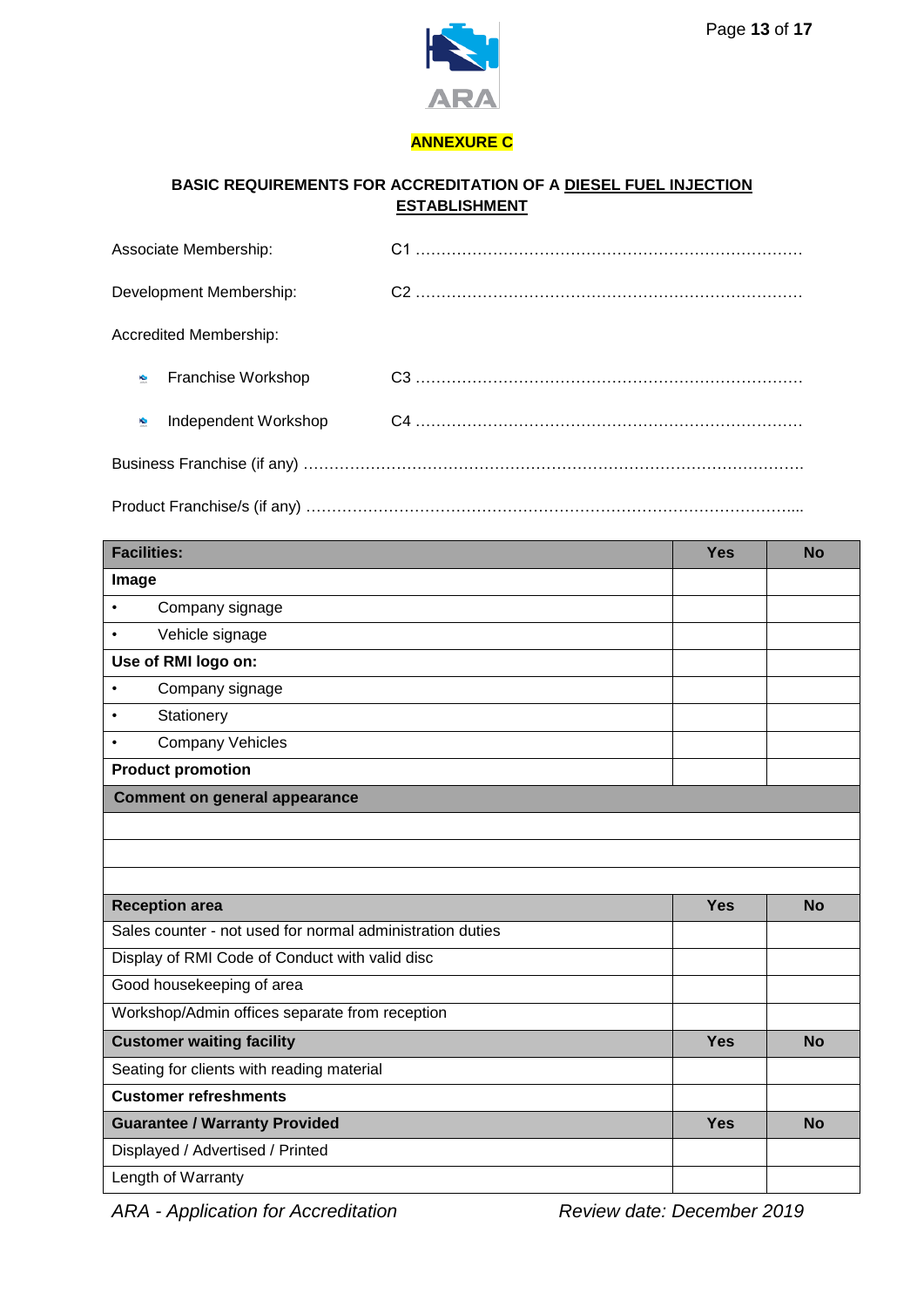**ANNEXURE C**

**BASIC REQUIREMENTS FOR ACCREDITATION OF A DIESEL FUEL INJECTION ESTABLISHMENT**

Associate Membership: C1 …………………………………………………………………

Development Membership: C2 …………………………………………………………………

Accredited Membership:

- Franchise Workshop C3 …………………………………………………………………
- Independent Workshop C4 …………………………………………………………………

Business Franchise (if any) ……………………………………………………………………………………

Product Franchise/s (if any) …………………………………………………………………………………...

| **Facilities:** | **Yes** | **No** |
|---|---|---|
| **Image** | | |
| • Company signage | | |
| • Vehicle signage | | |
| **Use of RMI logo on:** | | |
| • Company signage | | |
| • Stationery | | |
| • Company Vehicles | | |
| **Product promotion** | | |
| **Comment on general appearance** | | |
| | | |
| | | |
| | | |
| **Reception area** | **Yes** | **No** |
| Sales counter - not used for normal administration duties | | |
| Display of RMI Code of Conduct with valid disc | | |
| Good housekeeping of area | | |
| Workshop/Admin offices separate from reception | | |
| **Customer waiting facility** | **Yes** | **No** |
| Seating for clients with reading material | | |
| **Customer refreshments** | | |
| **Guarantee / Warranty Provided** | **Yes** | **No** |
| Displayed / Advertised / Printed | | |
| Length of Warranty | | |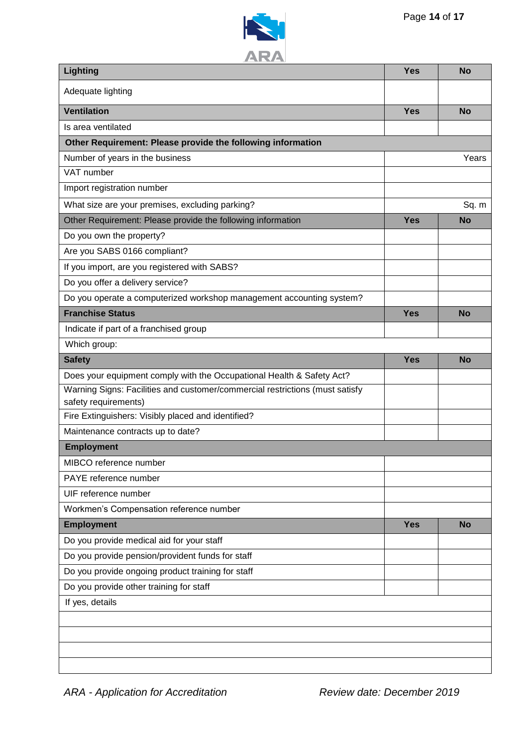| Lighting | Yes | No |
|---|---|---|
| Adequate lighting | | |
| **Ventilation** | **Yes** | **No** |
| Is area ventilated | | |
| **Other Requirement: Please provide the following information** | | |
| Number of years in the business | Years | |
| VAT number | | |
| Import registration number | | |
| What size are your premises, excluding parking? | Sq. m | |
| Other Requirement: Please provide the following information | **Yes** | **No** |
| Do you own the property? | | |
| Are you SABS 0166 compliant? | | |
| If you import, are you registered with SABS? | | |
| Do you offer a delivery service? | | |
| Do you operate a computerized workshop management accounting system? | | |
| **Franchise Status** | **Yes** | **No** |
| Indicate if part of a franchised group | | |
| Which group: | | |
| **Safety** | **Yes** | **No** |
| Does your equipment comply with the Occupational Health & Safety Act? | | |
| Warning Signs: Facilities and customer/commercial restrictions (must satisfy safety requirements) | | |
| Fire Extinguishers: Visibly placed and identified? | | |
| Maintenance contracts up to date? | | |
| **Employment** | | |
| MIBCO reference number | | |
| PAYE reference number | | |
| UIF reference number | | |
| Workmen's Compensation reference number | | |
| **Employment** | **Yes** | **No** |
| Do you provide medical aid for your staff | | |
| Do you provide pension/provident funds for staff | | |
| Do you provide ongoing product training for staff | | |
| Do you provide other training for staff | | |
| If yes, details | | |
| | | |
| | | |
| | | |
| | | |

*ARA - Application for Accreditation* *Review date: December 2019*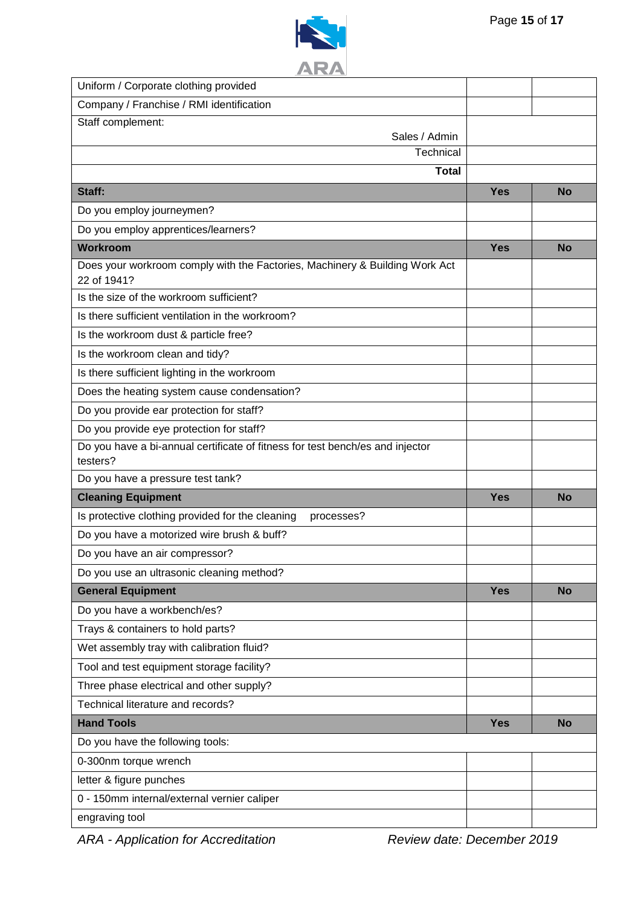| | | |
|---|---|---|
| Uniform / Corporate clothing provided | | |
| Company / Franchise / RMI identification | | |
| Staff complement: Sales / Admin | | |
| Technical | | |
| **Total** | | |
| **Staff:** | **Yes** | **No** |
| Do you employ journeymen? | | |
| Do you employ apprentices/learners? | | |
| **Workroom** | **Yes** | **No** |
| Does your workroom comply with the Factories, Machinery & Building Work Act 22 of 1941? | | |
| Is the size of the workroom sufficient? | | |
| Is there sufficient ventilation in the workroom? | | |
| Is the workroom dust & particle free? | | |
| Is the workroom clean and tidy? | | |
| Is there sufficient lighting in the workroom | | |
| Does the heating system cause condensation? | | |
| Do you provide ear protection for staff? | | |
| Do you provide eye protection for staff? | | |
| Do you have a bi-annual certificate of fitness for test bench/es and injector testers? | | |
| Do you have a pressure test tank? | | |
| **Cleaning Equipment** | **Yes** | **No** |
| Is protective clothing provided for the cleaning processes? | | |
| Do you have a motorized wire brush & buff? | | |
| Do you have an air compressor? | | |
| Do you use an ultrasonic cleaning method? | | |
| **General Equipment** | **Yes** | **No** |
| Do you have a workbench/es? | | |
| Trays & containers to hold parts? | | |
| Wet assembly tray with calibration fluid? | | |
| Tool and test equipment storage facility? | | |
| Three phase electrical and other supply? | | |
| Technical literature and records? | | |
| **Hand Tools** | **Yes** | **No** |
| Do you have the following tools: | | |
| 0-300nm torque wrench | | |
| letter & figure punches | | |
| 0 - 150mm internal/external vernier caliper | | |
| engraving tool | | |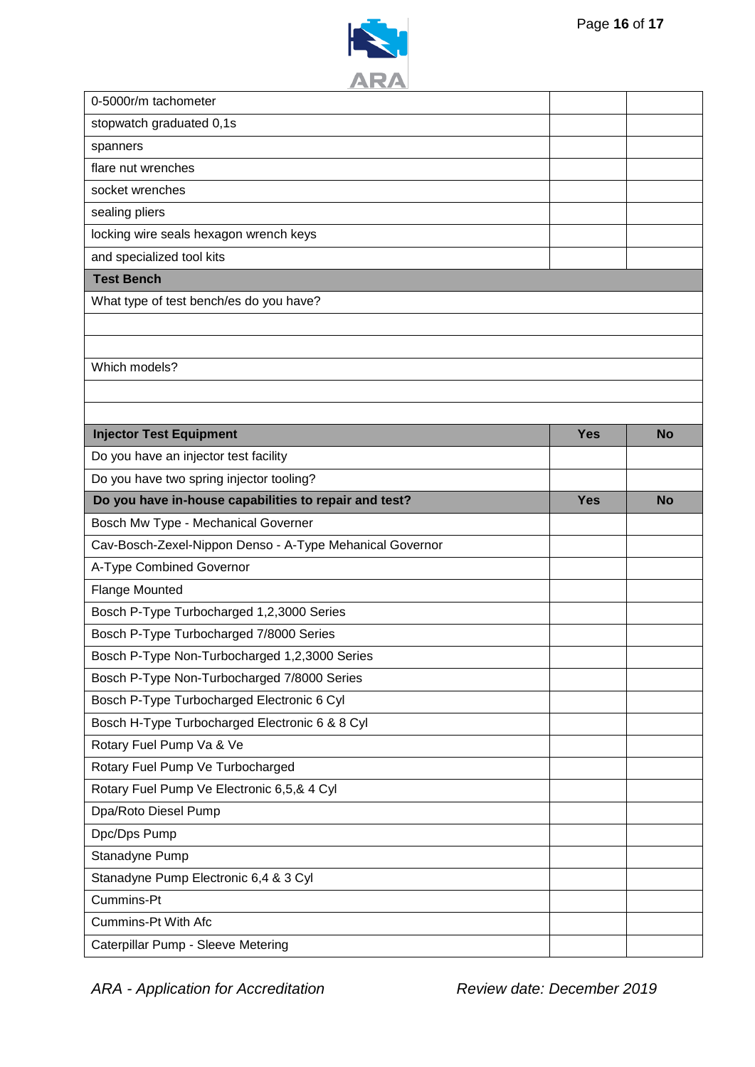| | | |
|---|---|---|
| 0-5000r/m tachometer | | |
| stopwatch graduated 0,1s | | |
| spanners | | |
| flare nut wrenches | | |
| socket wrenches | | |
| sealing pliers | | |
| locking wire seals hexagon wrench keys | | |
| and specialized tool kits | | |

| **Test Bench** |
|---|
| What type of test bench/es do you have? |
| |
| |
| Which models? |
| |
| |

| **Injector Test Equipment** | **Yes** | **No** |
|---|---|---|
| Do you have an injector test facility | | |
| Do you have two spring injector tooling? | | |
| **Do you have in-house capabilities to repair and test?** | **Yes** | **No** |
| Bosch Mw Type - Mechanical Governer | | |
| Cav-Bosch-Zexel-Nippon Denso - A-Type Mehanical Governor | | |
| A-Type Combined Governor | | |
| Flange Mounted | | |
| Bosch P-Type Turbocharged 1,2,3000 Series | | |
| Bosch P-Type Turbocharged 7/8000 Series | | |
| Bosch P-Type Non-Turbocharged 1,2,3000 Series | | |
| Bosch P-Type Non-Turbocharged 7/8000 Series | | |
| Bosch P-Type Turbocharged Electronic 6 Cyl | | |
| Bosch H-Type Turbocharged Electronic 6 & 8 Cyl | | |
| Rotary Fuel Pump Va & Ve | | |
| Rotary Fuel Pump Ve Turbocharged | | |
| Rotary Fuel Pump Ve Electronic 6,5,& 4 Cyl | | |
| Dpa/Roto Diesel Pump | | |
| Dpc/Dps Pump | | |
| Stanadyne Pump | | |
| Stanadyne Pump Electronic 6,4 & 3 Cyl | | |
| Cummins-Pt | | |
| Cummins-Pt With Afc | | |
| Caterpillar Pump - Sleeve Metering | | |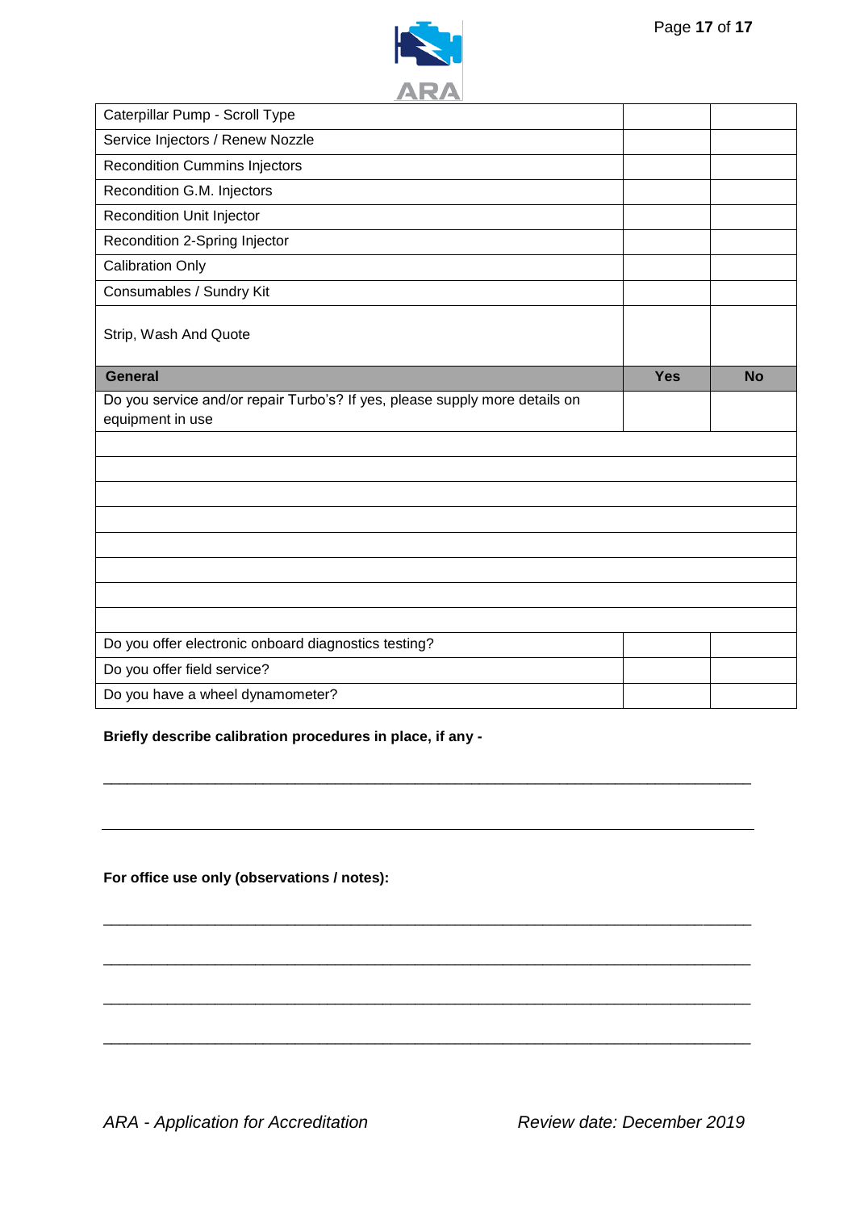| | | |
|---|---|---|
| Caterpillar Pump - Scroll Type | | |
| Service Injectors / Renew Nozzle | | |
| Recondition Cummins Injectors | | |
| Recondition G.M. Injectors | | |
| Recondition Unit Injector | | |
| Recondition 2-Spring Injector | | |
| Calibration Only | | |
| Consumables / Sundry Kit | | |
| Strip, Wash And Quote | | |
| **General** | **Yes** | **No** |
| Do you service and/or repair Turbo's? If yes, please supply more details on equipment in use | | |
| | | |
| | | |
| | | |
| | | |
| | | |
| | | |
| | | |
| | | |
| Do you offer electronic onboard diagnostics testing? | | |
| Do you offer field service? | | |
| Do you have a wheel dynamometer? | | |

**Briefly describe calibration procedures in place, if any -**

\_\_\_\_\_\_\_\_\_\_\_\_\_\_\_\_\_\_\_\_\_\_\_\_\_\_\_\_\_\_\_\_\_\_\_\_\_\_\_\_\_\_\_\_\_\_\_\_\_\_\_\_\_\_\_\_\_\_\_\_\_\_\_\_\_\_\_\_\_\_\_\_

\_\_\_\_\_\_\_\_\_\_\_\_\_\_\_\_\_\_\_\_\_\_\_\_\_\_\_\_\_\_\_\_\_\_\_\_\_\_\_\_\_\_\_\_\_\_\_\_\_\_\_\_\_\_\_\_\_\_\_\_\_\_\_\_\_\_\_\_\_\_\_\_

**For office use only (observations / notes):**

\_\_\_\_\_\_\_\_\_\_\_\_\_\_\_\_\_\_\_\_\_\_\_\_\_\_\_\_\_\_\_\_\_\_\_\_\_\_\_\_\_\_\_\_\_\_\_\_\_\_\_\_\_\_\_\_\_\_\_\_\_\_\_\_\_\_\_\_\_\_\_\_

\_\_\_\_\_\_\_\_\_\_\_\_\_\_\_\_\_\_\_\_\_\_\_\_\_\_\_\_\_\_\_\_\_\_\_\_\_\_\_\_\_\_\_\_\_\_\_\_\_\_\_\_\_\_\_\_\_\_\_\_\_\_\_\_\_\_\_\_\_\_\_\_

\_\_\_\_\_\_\_\_\_\_\_\_\_\_\_\_\_\_\_\_\_\_\_\_\_\_\_\_\_\_\_\_\_\_\_\_\_\_\_\_\_\_\_\_\_\_\_\_\_\_\_\_\_\_\_\_\_\_\_\_\_\_\_\_\_\_\_\_\_\_\_\_

\_\_\_\_\_\_\_\_\_\_\_\_\_\_\_\_\_\_\_\_\_\_\_\_\_\_\_\_\_\_\_\_\_\_\_\_\_\_\_\_\_\_\_\_\_\_\_\_\_\_\_\_\_\_\_\_\_\_\_\_\_\_\_\_\_\_\_\_\_\_\_\_